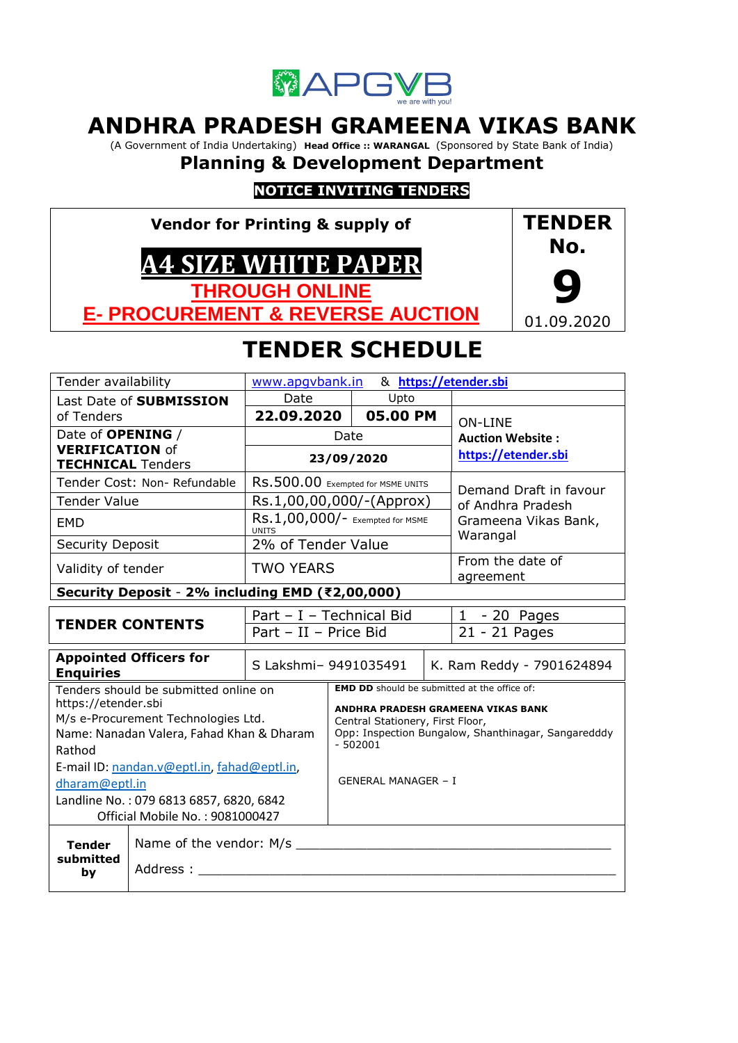APGVB
we are with you!

# ANDHRA PRADESH GRAMEENA VIKAS BANK

(A Government of India Undertaking) **Head Office :: WARANGAL** (Sponsored by State Bank of India)

## Planning & Development Department

**NOTICE INVITING TENDERS**

| Vendor for Printing & supply of **A4 SIZE WHITE PAPER** THROUGH ONLINE E- PROCUREMENT & REVERSE AUCTION | **TENDER No. 9** 01.09.2020 |
|---|---|

# TENDER SCHEDULE

| Tender availability | www.apgvbank.in & https://etender.sbi | | |
|---|---|---|---|
| Last Date of **SUBMISSION** of Tenders | Date **22.09.2020** | Upto **05.00 PM** | ON-LINE **Auction Website :** **https://etender.sbi** |
| Date of **OPENING** / **VERIFICATION** of **TECHNICAL** Tenders | Date **23/09/2020** | | |
| Tender Cost: Non- Refundable | Rs.500.00 Exempted for MSME UNITS | | Demand Draft in favour of Andhra Pradesh Grameena Vikas Bank, Warangal |
| Tender Value | Rs.1,00,00,000/-(Approx) | | |
| EMD | Rs.1,00,000/- Exempted for MSME UNITS | | |
| Security Deposit | 2% of Tender Value | | |
| Validity of tender | TWO YEARS | | From the date of agreement |
| **Security Deposit - 2% including EMD (₹2,00,000)** | | | |

| **TENDER CONTENTS** | Part – I – Technical Bid | 1 - 20 Pages |
|---|---|---|
| | Part – II – Price Bid | 21 - 21 Pages |

| **Appointed Officers for Enquiries** | S Lakshmi– 9491035491 | K. Ram Reddy - 7901624894 |
|---|---|---|

| Tenders should be submitted online on https://etender.sbi M/s e-Procurement Technologies Ltd. Name: Nanadan Valera, Fahad Khan & Dharam Rathod E-mail ID: nandan.v@eptl.in, fahad@eptl.in, dharam@eptl.in Landline No. : 079 6813 6857, 6820, 6842 Official Mobile No. : 9081000427 | **EMD DD** should be submitted at the office of: **ANDHRA PRADESH GRAMEENA VIKAS BANK** Central Stationery, First Floor, Opp: Inspection Bungalow, Shanthinagar, Sangaredddy - 502001 GENERAL MANAGER – I |
|---|---|

| **Tender submitted by** | Name of the vendor: M/s ____________________________ |
|---|---|
| | Address : ____________________________ |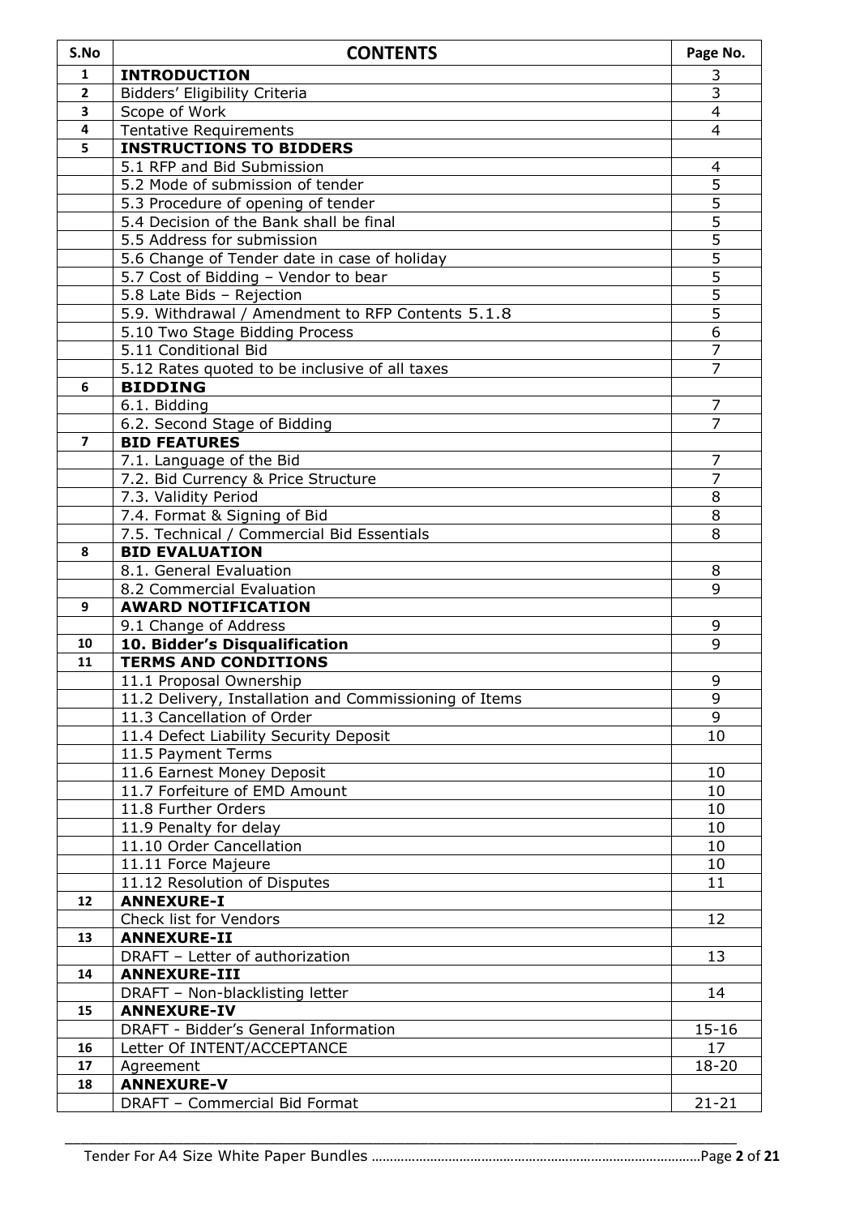| S.No | CONTENTS | Page No. |
|---|---|---|
| 1 | **INTRODUCTION** | 3 |
| 2 | Bidders' Eligibility Criteria | 3 |
| 3 | Scope of Work | 4 |
| 4 | Tentative Requirements | 4 |
| 5 | **INSTRUCTIONS TO BIDDERS** | |
| | 5.1 RFP and Bid Submission | 4 |
| | 5.2 Mode of submission of tender | 5 |
| | 5.3 Procedure of opening of tender | 5 |
| | 5.4 Decision of the Bank shall be final | 5 |
| | 5.5 Address for submission | 5 |
| | 5.6 Change of Tender date in case of holiday | 5 |
| | 5.7 Cost of Bidding – Vendor to bear | 5 |
| | 5.8 Late Bids – Rejection | 5 |
| | 5.9. Withdrawal / Amendment to RFP Contents 5.1.8 | 5 |
| | 5.10 Two Stage Bidding Process | 6 |
| | 5.11 Conditional Bid | 7 |
| | 5.12 Rates quoted to be inclusive of all taxes | 7 |
| 6 | **BIDDING** | |
| | 6.1. Bidding | 7 |
| | 6.2. Second Stage of Bidding | 7 |
| 7 | **BID FEATURES** | |
| | 7.1. Language of the Bid | 7 |
| | 7.2. Bid Currency & Price Structure | 7 |
| | 7.3. Validity Period | 8 |
| | 7.4. Format & Signing of Bid | 8 |
| | 7.5. Technical / Commercial Bid Essentials | 8 |
| 8 | **BID EVALUATION** | |
| | 8.1. General Evaluation | 8 |
| | 8.2 Commercial Evaluation | 9 |
| 9 | **AWARD NOTIFICATION** | |
| | 9.1 Change of Address | 9 |
| 10 | **10. Bidder's Disqualification** | 9 |
| 11 | **TERMS AND CONDITIONS** | |
| | 11.1 Proposal Ownership | 9 |
| | 11.2 Delivery, Installation and Commissioning of Items | 9 |
| | 11.3 Cancellation of Order | 9 |
| | 11.4 Defect Liability Security Deposit | 10 |
| | 11.5 Payment Terms | |
| | 11.6 Earnest Money Deposit | 10 |
| | 11.7 Forfeiture of EMD Amount | 10 |
| | 11.8 Further Orders | 10 |
| | 11.9 Penalty for delay | 10 |
| | 11.10 Order Cancellation | 10 |
| | 11.11 Force Majeure | 10 |
| | 11.12 Resolution of Disputes | 11 |
| 12 | **ANNEXURE-I** | |
| | Check list for Vendors | 12 |
| 13 | **ANNEXURE-II** | |
| | DRAFT – Letter of authorization | 13 |
| 14 | **ANNEXURE-III** | |
| | DRAFT – Non-blacklisting letter | 14 |
| 15 | **ANNEXURE-IV** | |
| | DRAFT - Bidder's General Information | 15-16 |
| 16 | Letter Of INTENT/ACCEPTANCE | 17 |
| 17 | Agreement | 18-20 |
| 18 | **ANNEXURE-V** | |
| | DRAFT – Commercial Bid Format | 21-21 |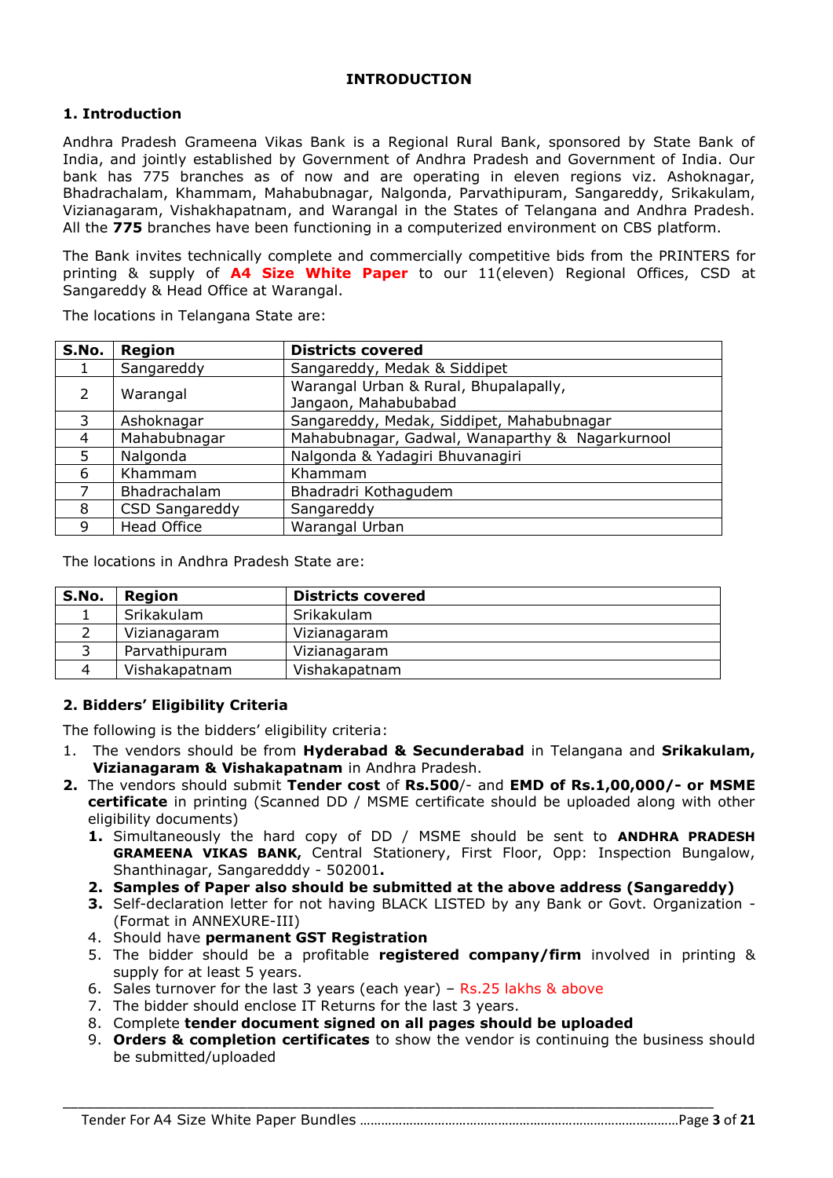# INTRODUCTION

## 1. Introduction

Andhra Pradesh Grameena Vikas Bank is a Regional Rural Bank, sponsored by State Bank of India, and jointly established by Government of Andhra Pradesh and Government of India. Our bank has 775 branches as of now and are operating in eleven regions viz. Ashoknagar, Bhadrachalam, Khammam, Mahabubnagar, Nalgonda, Parvathipuram, Sangareddy, Srikakulam, Vizianagaram, Vishakhapatnam, and Warangal in the States of Telangana and Andhra Pradesh. All the **775** branches have been functioning in a computerized environment on CBS platform.

The Bank invites technically complete and commercially competitive bids from the PRINTERS for printing & supply of **A4 Size White Paper** to our 11(eleven) Regional Offices, CSD at Sangareddy & Head Office at Warangal.

The locations in Telangana State are:

| S.No. | Region | Districts covered |
|---|---|---|
| 1 | Sangareddy | Sangareddy, Medak & Siddipet |
| 2 | Warangal | Warangal Urban & Rural, Bhupalapally, Jangaon, Mahabubabad |
| 3 | Ashoknagar | Sangareddy, Medak, Siddipet, Mahabubnagar |
| 4 | Mahabubnagar | Mahabubnagar, Gadwal, Wanaparthy & Nagarkurnool |
| 5 | Nalgonda | Nalgonda & Yadagiri Bhuvanagiri |
| 6 | Khammam | Khammam |
| 7 | Bhadrachalam | Bhadradri Kothagudem |
| 8 | CSD Sangareddy | Sangareddy |
| 9 | Head Office | Warangal Urban |

The locations in Andhra Pradesh State are:

| S.No. | Region | Districts covered |
|---|---|---|
| 1 | Srikakulam | Srikakulam |
| 2 | Vizianagaram | Vizianagaram |
| 3 | Parvathipuram | Vizianagaram |
| 4 | Vishakapatnam | Vishakapatnam |

## 2. Bidders' Eligibility Criteria

The following is the bidders' eligibility criteria:

1. The vendors should be from **Hyderabad & Secunderabad** in Telangana and **Srikakulam, Vizianagaram & Vishakapatnam** in Andhra Pradesh.
2. The vendors should submit **Tender cost** of **Rs.500**/- and **EMD of Rs.1,00,000/- or MSME certificate** in printing (Scanned DD / MSME certificate should be uploaded along with other eligibility documents)
   1. Simultaneously the hard copy of DD / MSME should be sent to **ANDHRA PRADESH GRAMEENA VIKAS BANK,** Central Stationery, First Floor, Opp: Inspection Bungalow, Shanthinagar, Sangaredddy - 502001**.**
   2. **Samples of Paper also should be submitted at the above address (Sangareddy)**
   3. Self-declaration letter for not having BLACK LISTED by any Bank or Govt. Organization - (Format in ANNEXURE-III)
   4. Should have **permanent GST Registration**
   5. The bidder should be a profitable **registered company/firm** involved in printing & supply for at least 5 years.
   6. Sales turnover for the last 3 years (each year) – Rs.25 lakhs & above
   7. The bidder should enclose IT Returns for the last 3 years.
   8. Complete **tender document signed on all pages should be uploaded**
   9. **Orders & completion certificates** to show the vendor is continuing the business should be submitted/uploaded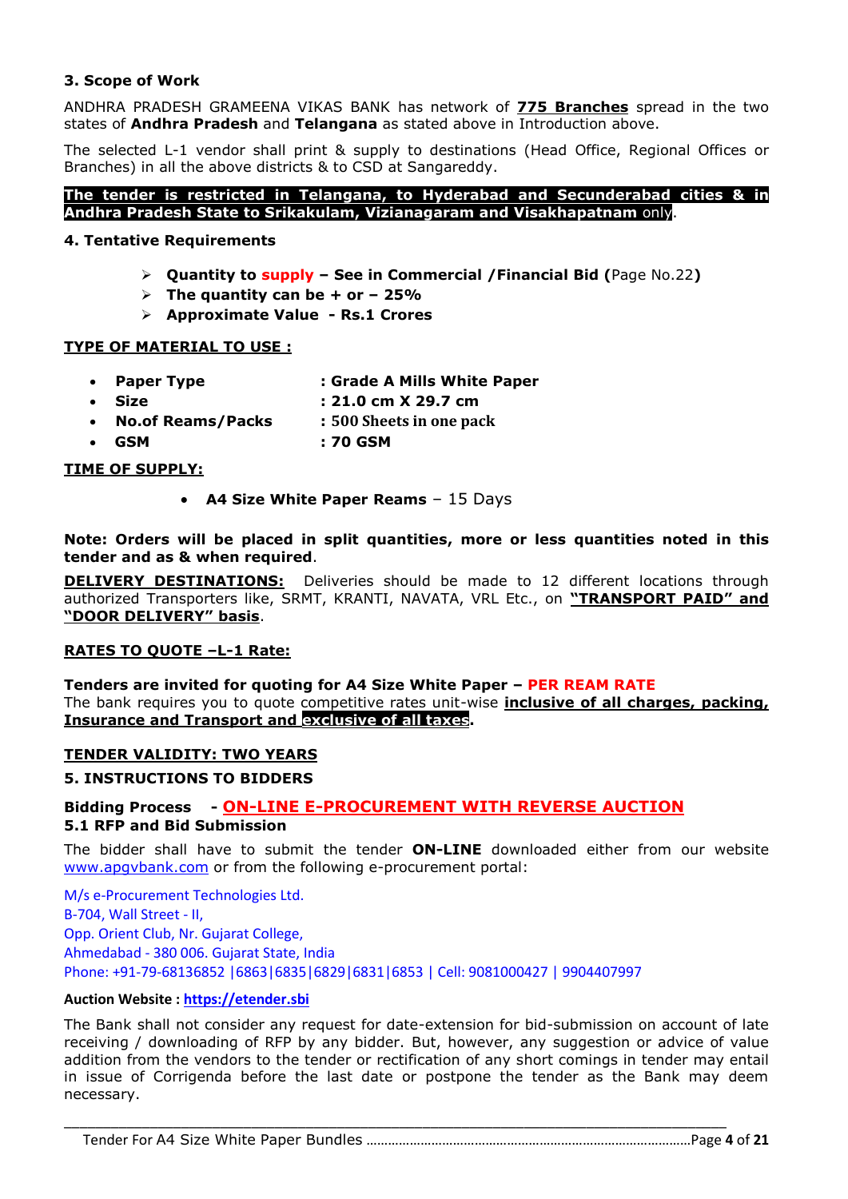### 3. Scope of Work

ANDHRA PRADESH GRAMEENA VIKAS BANK has network of **775 Branches** spread in the two states of **Andhra Pradesh** and **Telangana** as stated above in Introduction above.

The selected L-1 vendor shall print & supply to destinations (Head Office, Regional Offices or Branches) in all the above districts & to CSD at Sangareddy.

**The tender is restricted in Telangana, to Hyderabad and Secunderabad cities & in Andhra Pradesh State to Srikakulam, Vizianagaram and Visakhapatnam** only.

### 4. Tentative Requirements

- **Quantity to supply – See in Commercial /Financial Bid (**Page No.22**)**
- **The quantity can be + or – 25%**
- **Approximate Value - Rs.1 Crores**

**TYPE OF MATERIAL TO USE :**

- **Paper Type** : **Grade A Mills White Paper**
- **Size** : **21.0 cm X 29.7 cm**
- **No.of Reams/Packs** : **500 Sheets in one pack**
- **GSM** : **70 GSM**

**TIME OF SUPPLY:**

- **A4 Size White Paper Reams** – 15 Days

**Note: Orders will be placed in split quantities, more or less quantities noted in this tender and as & when required**.

**DELIVERY DESTINATIONS:** Deliveries should be made to 12 different locations through authorized Transporters like, SRMT, KRANTI, NAVATA, VRL Etc., on **"TRANSPORT PAID" and "DOOR DELIVERY" basis**.

**RATES TO QUOTE –L-1 Rate:**

**Tenders are invited for quoting for A4 Size White Paper – PER REAM RATE**
The bank requires you to quote competitive rates unit-wise **inclusive of all charges, packing, Insurance and Transport and exclusive of all taxes.**

**TENDER VALIDITY: TWO YEARS**

### 5. INSTRUCTIONS TO BIDDERS

**Bidding Process - ON-LINE E-PROCUREMENT WITH REVERSE AUCTION**

#### 5.1 RFP and Bid Submission

The bidder shall have to submit the tender **ON-LINE** downloaded either from our website www.apgvbank.com or from the following e-procurement portal:

M/s e-Procurement Technologies Ltd.
B-704, Wall Street - II,
Opp. Orient Club, Nr. Gujarat College,
Ahmedabad - 380 006. Gujarat State, India
Phone: +91-79-68136852 |6863|6835|6829|6831|6853 | Cell: 9081000427 | 9904407997

**Auction Website : https://etender.sbi**

The Bank shall not consider any request for date-extension for bid-submission on account of late receiving / downloading of RFP by any bidder. But, however, any suggestion or advice of value addition from the vendors to the tender or rectification of any short comings in tender may entail in issue of Corrigenda before the last date or postpone the tender as the Bank may deem necessary.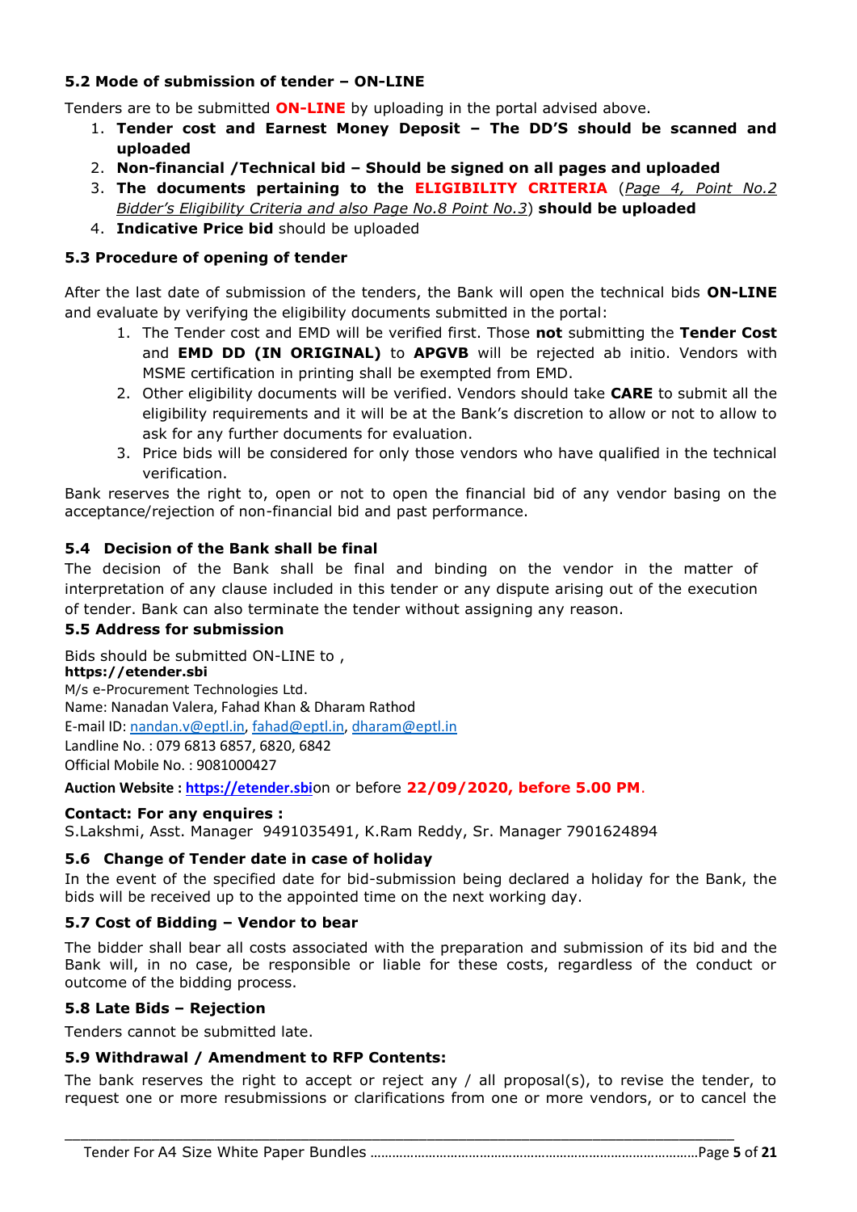### 5.2 Mode of submission of tender – ON-LINE

Tenders are to be submitted **ON-LINE** by uploading in the portal advised above.

1. **Tender cost and Earnest Money Deposit – The DD'S should be scanned and uploaded**
2. **Non-financial /Technical bid – Should be signed on all pages and uploaded**
3. **The documents pertaining to the ELIGIBILITY CRITERIA** (*Page 4, Point No.2 Bidder's Eligibility Criteria and also Page No.8 Point No.3*) **should be uploaded**
4. **Indicative Price bid** should be uploaded

### 5.3 Procedure of opening of tender

After the last date of submission of the tenders, the Bank will open the technical bids **ON-LINE** and evaluate by verifying the eligibility documents submitted in the portal:

1. The Tender cost and EMD will be verified first. Those **not** submitting the **Tender Cost** and **EMD DD (IN ORIGINAL)** to **APGVB** will be rejected ab initio. Vendors with MSME certification in printing shall be exempted from EMD.
2. Other eligibility documents will be verified. Vendors should take **CARE** to submit all the eligibility requirements and it will be at the Bank's discretion to allow or not to allow to ask for any further documents for evaluation.
3. Price bids will be considered for only those vendors who have qualified in the technical verification.

Bank reserves the right to, open or not to open the financial bid of any vendor basing on the acceptance/rejection of non-financial bid and past performance.

### 5.4 Decision of the Bank shall be final

The decision of the Bank shall be final and binding on the vendor in the matter of interpretation of any clause included in this tender or any dispute arising out of the execution of tender. Bank can also terminate the tender without assigning any reason.

### 5.5 Address for submission

Bids should be submitted ON-LINE to ,
**https://etender.sbi**
M/s e-Procurement Technologies Ltd.
Name: Nanadan Valera, Fahad Khan & Dharam Rathod
E-mail ID: nandan.v@eptl.in, fahad@eptl.in, dharam@eptl.in
Landline No. : 079 6813 6857, 6820, 6842
Official Mobile No. : 9081000427

**Auction Website : https://etender.sbi**on or before **22/09/2020, before 5.00 PM**.

**Contact: For any enquires :**
S.Lakshmi, Asst. Manager 9491035491, K.Ram Reddy, Sr. Manager 7901624894

### 5.6 Change of Tender date in case of holiday

In the event of the specified date for bid-submission being declared a holiday for the Bank, the bids will be received up to the appointed time on the next working day.

### 5.7 Cost of Bidding – Vendor to bear

The bidder shall bear all costs associated with the preparation and submission of its bid and the Bank will, in no case, be responsible or liable for these costs, regardless of the conduct or outcome of the bidding process.

### 5.8 Late Bids – Rejection

Tenders cannot be submitted late.

### 5.9 Withdrawal / Amendment to RFP Contents:

The bank reserves the right to accept or reject any / all proposal(s), to revise the tender, to request one or more resubmissions or clarifications from one or more vendors, or to cancel the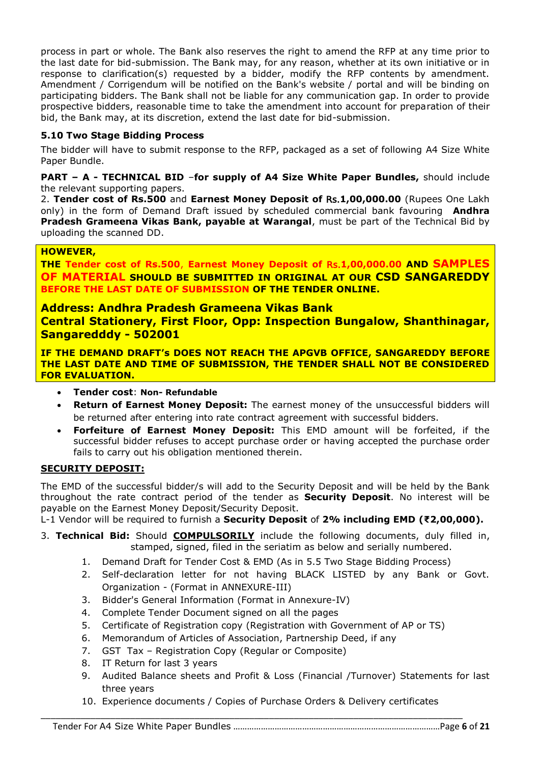process in part or whole. The Bank also reserves the right to amend the RFP at any time prior to the last date for bid-submission. The Bank may, for any reason, whether at its own initiative or in response to clarification(s) requested by a bidder, modify the RFP contents by amendment. Amendment / Corrigendum will be notified on the Bank's website / portal and will be binding on participating bidders. The Bank shall not be liable for any communication gap. In order to provide prospective bidders, reasonable time to take the amendment into account for preparation of their bid, the Bank may, at its discretion, extend the last date for bid-submission.

### 5.10 Two Stage Bidding Process

The bidder will have to submit response to the RFP, packaged as a set of following A4 Size White Paper Bundle.

**PART – A - TECHNICAL BID** –**for supply of A4 Size White Paper Bundles,** should include the relevant supporting papers.

2. **Tender cost of Rs.500** and **Earnest Money Deposit of Rs.1,00,000.00** (Rupees One Lakh only) in the form of Demand Draft issued by scheduled commercial bank favouring **Andhra Pradesh Grameena Vikas Bank, payable at Warangal**, must be part of the Technical Bid by uploading the scanned DD.

**HOWEVER,**

**THE Tender cost of Rs.500, Earnest Money Deposit of Rs.1,00,000.00 AND SAMPLES OF MATERIAL SHOULD BE SUBMITTED IN ORIGINAL AT OUR CSD SANGAREDDY BEFORE THE LAST DATE OF SUBMISSION OF THE TENDER ONLINE.**

**Address: Andhra Pradesh Grameena Vikas Bank**
**Central Stationery, First Floor, Opp: Inspection Bungalow, Shanthinagar, Sangaredddy - 502001**

**IF THE DEMAND DRAFT's DOES NOT REACH THE APGVB OFFICE, SANGAREDDY BEFORE THE LAST DATE AND TIME OF SUBMISSION, THE TENDER SHALL NOT BE CONSIDERED FOR EVALUATION.**

- **Tender cost**: **Non- Refundable**
- **Return of Earnest Money Deposit:** The earnest money of the unsuccessful bidders will be returned after entering into rate contract agreement with successful bidders.
- **Forfeiture of Earnest Money Deposit:** This EMD amount will be forfeited, if the successful bidder refuses to accept purchase order or having accepted the purchase order fails to carry out his obligation mentioned therein.

**SECURITY DEPOSIT:**

The EMD of the successful bidder/s will add to the Security Deposit and will be held by the Bank throughout the rate contract period of the tender as **Security Deposit**. No interest will be payable on the Earnest Money Deposit/Security Deposit.

L-1 Vendor will be required to furnish a **Security Deposit** of **2% including EMD (₹2,00,000).**

3. **Technical Bid:** Should **COMPULSORILY** include the following documents, duly filled in, stamped, signed, filed in the seriatim as below and serially numbered.
    1. Demand Draft for Tender Cost & EMD (As in 5.5 Two Stage Bidding Process)
    2. Self-declaration letter for not having BLACK LISTED by any Bank or Govt. Organization - (Format in ANNEXURE-III)
    3. Bidder's General Information (Format in Annexure-IV)
    4. Complete Tender Document signed on all the pages
    5. Certificate of Registration copy (Registration with Government of AP or TS)
    6. Memorandum of Articles of Association, Partnership Deed, if any
    7. GST Tax – Registration Copy (Regular or Composite)
    8. IT Return for last 3 years
    9. Audited Balance sheets and Profit & Loss (Financial /Turnover) Statements for last three years
    10. Experience documents / Copies of Purchase Orders & Delivery certificates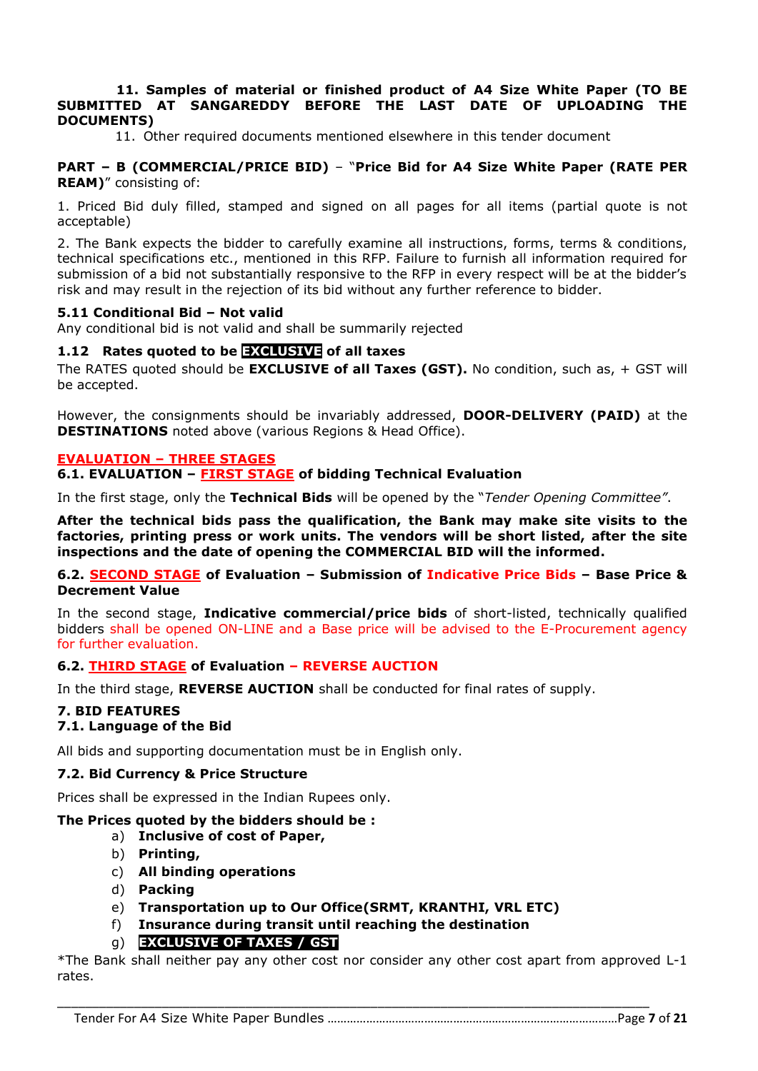**11. Samples of material or finished product of A4 Size White Paper (TO BE SUBMITTED AT SANGAREDDY BEFORE THE LAST DATE OF UPLOADING THE DOCUMENTS)**

11. Other required documents mentioned elsewhere in this tender document

**PART – B (COMMERCIAL/PRICE BID)** – "**Price Bid for A4 Size White Paper (RATE PER REAM)**" consisting of:

1. Priced Bid duly filled, stamped and signed on all pages for all items (partial quote is not acceptable)

2. The Bank expects the bidder to carefully examine all instructions, forms, terms & conditions, technical specifications etc., mentioned in this RFP. Failure to furnish all information required for submission of a bid not substantially responsive to the RFP in every respect will be at the bidder's risk and may result in the rejection of its bid without any further reference to bidder.

**5.11 Conditional Bid – Not valid**

Any conditional bid is not valid and shall be summarily rejected

**1.12 Rates quoted to be EXCLUSIVE of all taxes**

The RATES quoted should be **EXCLUSIVE of all Taxes (GST).** No condition, such as, + GST will be accepted.

However, the consignments should be invariably addressed, **DOOR-DELIVERY (PAID)** at the **DESTINATIONS** noted above (various Regions & Head Office).

**EVALUATION – THREE STAGES**

**6.1. EVALUATION – FIRST STAGE of bidding Technical Evaluation**

In the first stage, only the **Technical Bids** will be opened by the "*Tender Opening Committee"*.

**After the technical bids pass the qualification, the Bank may make site visits to the factories, printing press or work units. The vendors will be short listed, after the site inspections and the date of opening the COMMERCIAL BID will the informed.**

**6.2. SECOND STAGE of Evaluation – Submission of Indicative Price Bids – Base Price & Decrement Value**

In the second stage, **Indicative commercial/price bids** of short-listed, technically qualified bidders shall be opened ON-LINE and a Base price will be advised to the E-Procurement agency for further evaluation.

**6.2. THIRD STAGE of Evaluation – REVERSE AUCTION**

In the third stage, **REVERSE AUCTION** shall be conducted for final rates of supply.

**7. BID FEATURES**

**7.1. Language of the Bid**

All bids and supporting documentation must be in English only.

**7.2. Bid Currency & Price Structure**

Prices shall be expressed in the Indian Rupees only.

**The Prices quoted by the bidders should be :**

a) **Inclusive of cost of Paper,**
b) **Printing,**
c) **All binding operations**
d) **Packing**
e) **Transportation up to Our Office(SRMT, KRANTHI, VRL ETC)**
f) **Insurance during transit until reaching the destination**
g) **EXCLUSIVE OF TAXES / GST**

*The Bank shall neither pay any other cost nor consider any other cost apart from approved L-1 rates.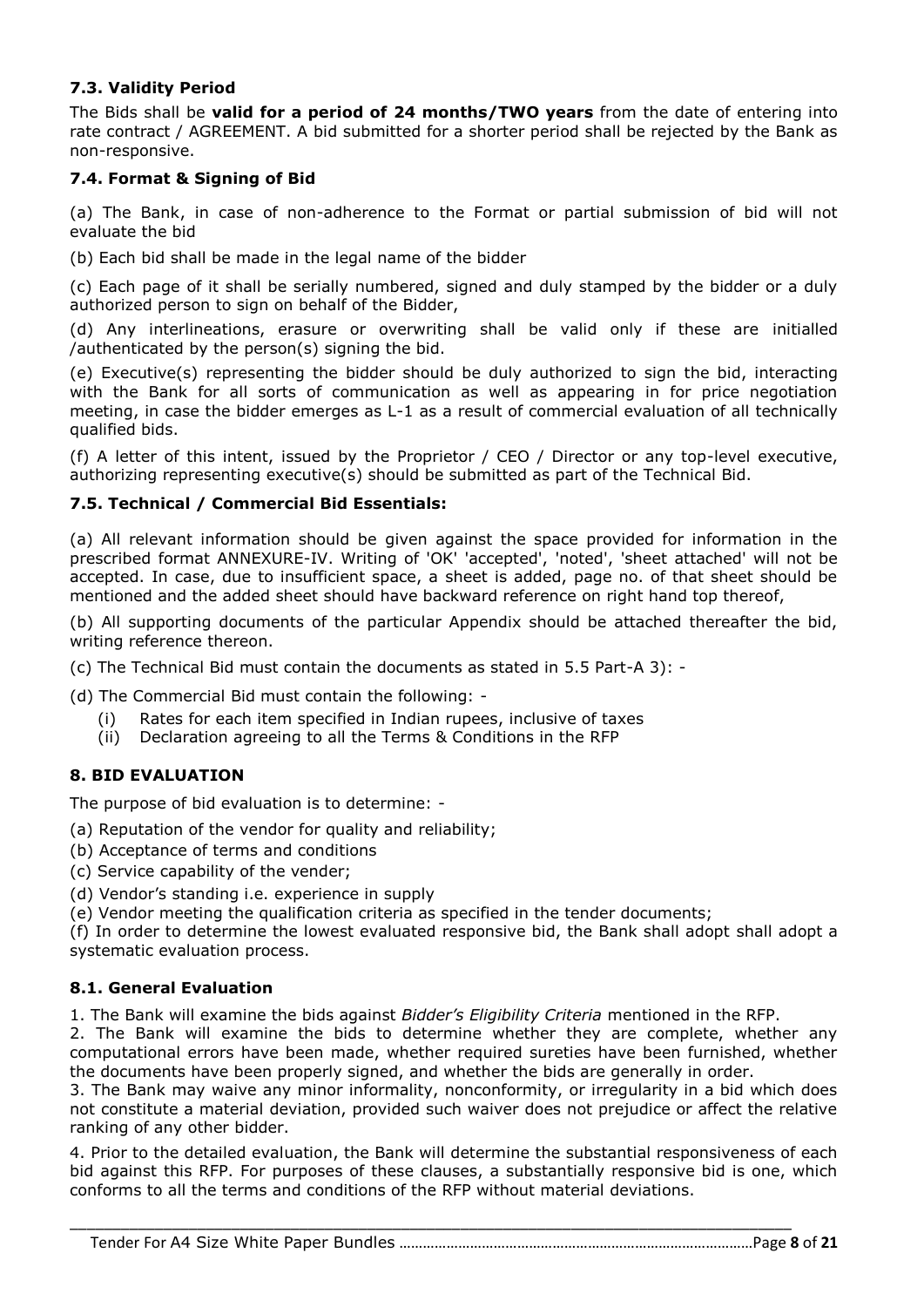### 7.3. Validity Period

The Bids shall be **valid for a period of 24 months/TWO years** from the date of entering into rate contract / AGREEMENT. A bid submitted for a shorter period shall be rejected by the Bank as non-responsive.

### 7.4. Format & Signing of Bid

(a) The Bank, in case of non-adherence to the Format or partial submission of bid will not evaluate the bid

(b) Each bid shall be made in the legal name of the bidder

(c) Each page of it shall be serially numbered, signed and duly stamped by the bidder or a duly authorized person to sign on behalf of the Bidder,

(d) Any interlineations, erasure or overwriting shall be valid only if these are initialled /authenticated by the person(s) signing the bid.

(e) Executive(s) representing the bidder should be duly authorized to sign the bid, interacting with the Bank for all sorts of communication as well as appearing in for price negotiation meeting, in case the bidder emerges as L-1 as a result of commercial evaluation of all technically qualified bids.

(f) A letter of this intent, issued by the Proprietor / CEO / Director or any top-level executive, authorizing representing executive(s) should be submitted as part of the Technical Bid.

### 7.5. Technical / Commercial Bid Essentials:

(a) All relevant information should be given against the space provided for information in the prescribed format ANNEXURE-IV. Writing of 'OK' 'accepted', 'noted', 'sheet attached' will not be accepted. In case, due to insufficient space, a sheet is added, page no. of that sheet should be mentioned and the added sheet should have backward reference on right hand top thereof,

(b) All supporting documents of the particular Appendix should be attached thereafter the bid, writing reference thereon.

(c) The Technical Bid must contain the documents as stated in 5.5 Part-A 3): -

(d) The Commercial Bid must contain the following: -

1. (i) Rates for each item specified in Indian rupees, inclusive of taxes
2. (ii) Declaration agreeing to all the Terms & Conditions in the RFP

## 8. BID EVALUATION

The purpose of bid evaluation is to determine: -

(a) Reputation of the vendor for quality and reliability;

(b) Acceptance of terms and conditions

(c) Service capability of the vender;

(d) Vendor's standing i.e. experience in supply

(e) Vendor meeting the qualification criteria as specified in the tender documents;

(f) In order to determine the lowest evaluated responsive bid, the Bank shall adopt shall adopt a systematic evaluation process.

### 8.1. General Evaluation

1. The Bank will examine the bids against *Bidder's Eligibility Criteria* mentioned in the RFP.
2. The Bank will examine the bids to determine whether they are complete, whether any computational errors have been made, whether required sureties have been furnished, whether the documents have been properly signed, and whether the bids are generally in order.
3. The Bank may waive any minor informality, nonconformity, or irregularity in a bid which does not constitute a material deviation, provided such waiver does not prejudice or affect the relative ranking of any other bidder.
4. Prior to the detailed evaluation, the Bank will determine the substantial responsiveness of each bid against this RFP. For purposes of these clauses, a substantially responsive bid is one, which conforms to all the terms and conditions of the RFP without material deviations.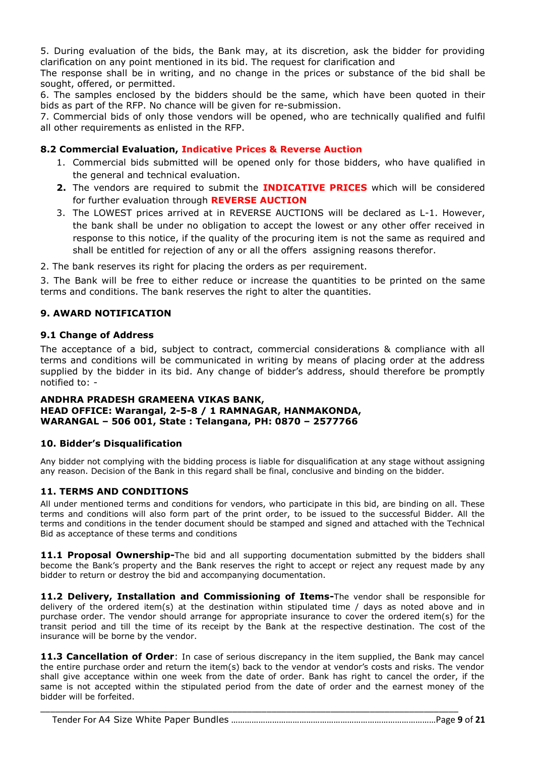5. During evaluation of the bids, the Bank may, at its discretion, ask the bidder for providing clarification on any point mentioned in its bid. The request for clarification and
The response shall be in writing, and no change in the prices or substance of the bid shall be sought, offered, or permitted.
6. The samples enclosed by the bidders should be the same, which have been quoted in their bids as part of the RFP. No chance will be given for re-submission.
7. Commercial bids of only those vendors will be opened, who are technically qualified and fulfil all other requirements as enlisted in the RFP.

### 8.2 Commercial Evaluation, Indicative Prices & Reverse Auction

1. Commercial bids submitted will be opened only for those bidders, who have qualified in the general and technical evaluation.
2. The vendors are required to submit the **INDICATIVE PRICES** which will be considered for further evaluation through **REVERSE AUCTION**
3. The LOWEST prices arrived at in REVERSE AUCTIONS will be declared as L-1. However, the bank shall be under no obligation to accept the lowest or any other offer received in response to this notice, if the quality of the procuring item is not the same as required and shall be entitled for rejection of any or all the offers assigning reasons therefor.

2. The bank reserves its right for placing the orders as per requirement.

3. The Bank will be free to either reduce or increase the quantities to be printed on the same terms and conditions. The bank reserves the right to alter the quantities.

## 9. AWARD NOTIFICATION

### 9.1 Change of Address

The acceptance of a bid, subject to contract, commercial considerations & compliance with all terms and conditions will be communicated in writing by means of placing order at the address supplied by the bidder in its bid. Any change of bidder's address, should therefore be promptly notified to: -

**ANDHRA PRADESH GRAMEENA VIKAS BANK,**
**HEAD OFFICE: Warangal, 2-5-8 / 1 RAMNAGAR, HANMAKONDA,**
**WARANGAL – 506 001, State : Telangana, PH: 0870 – 2577766**

## 10. Bidder's Disqualification

Any bidder not complying with the bidding process is liable for disqualification at any stage without assigning any reason. Decision of the Bank in this regard shall be final, conclusive and binding on the bidder.

## 11. TERMS AND CONDITIONS

All under mentioned terms and conditions for vendors, who participate in this bid, are binding on all. These terms and conditions will also form part of the print order, to be issued to the successful Bidder. All the terms and conditions in the tender document should be stamped and signed and attached with the Technical Bid as acceptance of these terms and conditions

**11.1 Proposal Ownership-**The bid and all supporting documentation submitted by the bidders shall become the Bank's property and the Bank reserves the right to accept or reject any request made by any bidder to return or destroy the bid and accompanying documentation.

**11.2 Delivery, Installation and Commissioning of Items-**The vendor shall be responsible for delivery of the ordered item(s) at the destination within stipulated time / days as noted above and in purchase order. The vendor should arrange for appropriate insurance to cover the ordered item(s) for the transit period and till the time of its receipt by the Bank at the respective destination. The cost of the insurance will be borne by the vendor.

**11.3 Cancellation of Order**: In case of serious discrepancy in the item supplied, the Bank may cancel the entire purchase order and return the item(s) back to the vendor at vendor's costs and risks. The vendor shall give acceptance within one week from the date of order. Bank has right to cancel the order, if the same is not accepted within the stipulated period from the date of order and the earnest money of the bidder will be forfeited.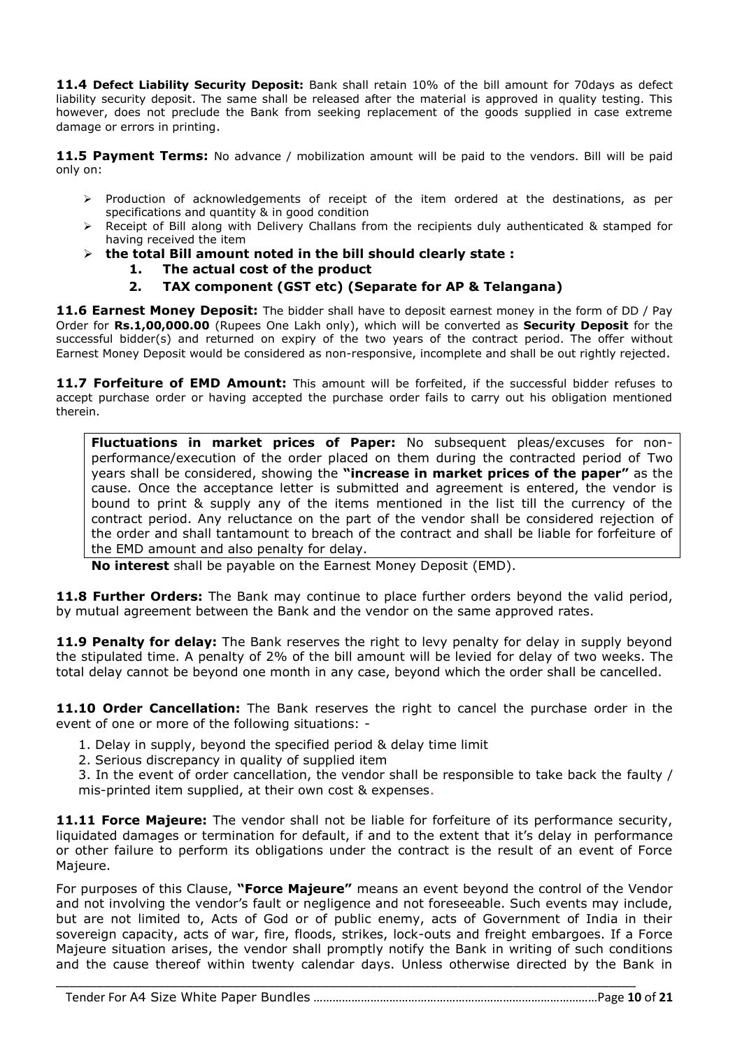**11.4 Defect Liability Security Deposit:** Bank shall retain 10% of the bill amount for 70days as defect liability security deposit. The same shall be released after the material is approved in quality testing. This however, does not preclude the Bank from seeking replacement of the goods supplied in case extreme damage or errors in printing.

**11.5 Payment Terms:** No advance / mobilization amount will be paid to the vendors. Bill will be paid only on:

- Production of acknowledgements of receipt of the item ordered at the destinations, as per specifications and quantity & in good condition
- Receipt of Bill along with Delivery Challans from the recipients duly authenticated & stamped for having received the item
- **the total Bill amount noted in the bill should clearly state :**
    1. **The actual cost of the product**
    2. **TAX component (GST etc) (Separate for AP & Telangana)**

**11.6 Earnest Money Deposit:** The bidder shall have to deposit earnest money in the form of DD / Pay Order for **Rs.1,00,000.00** (Rupees One Lakh only), which will be converted as **Security Deposit** for the successful bidder(s) and returned on expiry of the two years of the contract period. The offer without Earnest Money Deposit would be considered as non-responsive, incomplete and shall be out rightly rejected.

**11.7 Forfeiture of EMD Amount:** This amount will be forfeited, if the successful bidder refuses to accept purchase order or having accepted the purchase order fails to carry out his obligation mentioned therein.

**Fluctuations in market prices of Paper:** No subsequent pleas/excuses for non-performance/execution of the order placed on them during the contracted period of Two years shall be considered, showing the **"increase in market prices of the paper"** as the cause. Once the acceptance letter is submitted and agreement is entered, the vendor is bound to print & supply any of the items mentioned in the list till the currency of the contract period. Any reluctance on the part of the vendor shall be considered rejection of the order and shall tantamount to breach of the contract and shall be liable for forfeiture of the EMD amount and also penalty for delay.

**No interest** shall be payable on the Earnest Money Deposit (EMD).

**11.8 Further Orders:** The Bank may continue to place further orders beyond the valid period, by mutual agreement between the Bank and the vendor on the same approved rates.

**11.9 Penalty for delay:** The Bank reserves the right to levy penalty for delay in supply beyond the stipulated time. A penalty of 2% of the bill amount will be levied for delay of two weeks. The total delay cannot be beyond one month in any case, beyond which the order shall be cancelled.

**11.10 Order Cancellation:** The Bank reserves the right to cancel the purchase order in the event of one or more of the following situations: -

1. Delay in supply, beyond the specified period & delay time limit
2. Serious discrepancy in quality of supplied item
3. In the event of order cancellation, the vendor shall be responsible to take back the faulty / mis-printed item supplied, at their own cost & expenses.

**11.11 Force Majeure:** The vendor shall not be liable for forfeiture of its performance security, liquidated damages or termination for default, if and to the extent that it's delay in performance or other failure to perform its obligations under the contract is the result of an event of Force Majeure.

For purposes of this Clause, **"Force Majeure"** means an event beyond the control of the Vendor and not involving the vendor's fault or negligence and not foreseeable. Such events may include, but are not limited to, Acts of God or of public enemy, acts of Government of India in their sovereign capacity, acts of war, fire, floods, strikes, lock-outs and freight embargoes. If a Force Majeure situation arises, the vendor shall promptly notify the Bank in writing of such conditions and the cause thereof within twenty calendar days. Unless otherwise directed by the Bank in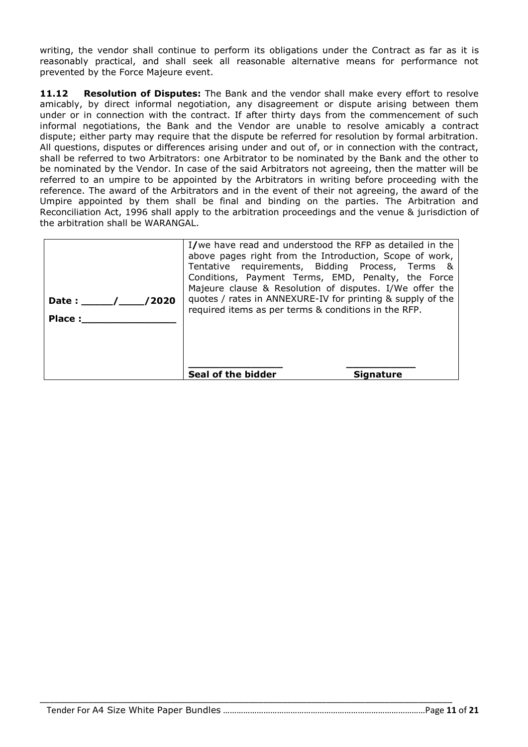writing, the vendor shall continue to perform its obligations under the Contract as far as it is reasonably practical, and shall seek all reasonable alternative means for performance not prevented by the Force Majeure event.

**11.12 Resolution of Disputes:** The Bank and the vendor shall make every effort to resolve amicably, by direct informal negotiation, any disagreement or dispute arising between them under or in connection with the contract. If after thirty days from the commencement of such informal negotiations, the Bank and the Vendor are unable to resolve amicably a contract dispute; either party may require that the dispute be referred for resolution by formal arbitration. All questions, disputes or differences arising under and out of, or in connection with the contract, shall be referred to two Arbitrators: one Arbitrator to be nominated by the Bank and the other to be nominated by the Vendor. In case of the said Arbitrators not agreeing, then the matter will be referred to an umpire to be appointed by the Arbitrators in writing before proceeding with the reference. The award of the Arbitrators and in the event of their not agreeing, the award of the Umpire appointed by them shall be final and binding on the parties. The Arbitration and Reconciliation Act, 1996 shall apply to the arbitration proceedings and the venue & jurisdiction of the arbitration shall be WARANGAL.

| | |
|---|---|
| **Date : _____/____/2020**<br><br>**Place :_______________** | I/we have read and understood the RFP as detailed in the above pages right from the Introduction, Scope of work, Tentative requirements, Bidding Process, Terms & Conditions, Payment Terms, EMD, Penalty, the Force Majeure clause & Resolution of disputes. I/We offer the quotes / rates in ANNEXURE-IV for printing & supply of the required items as per terms & conditions in the RFP.<br><br>________________ ___________<br>**Seal of the bidder** **Signature** |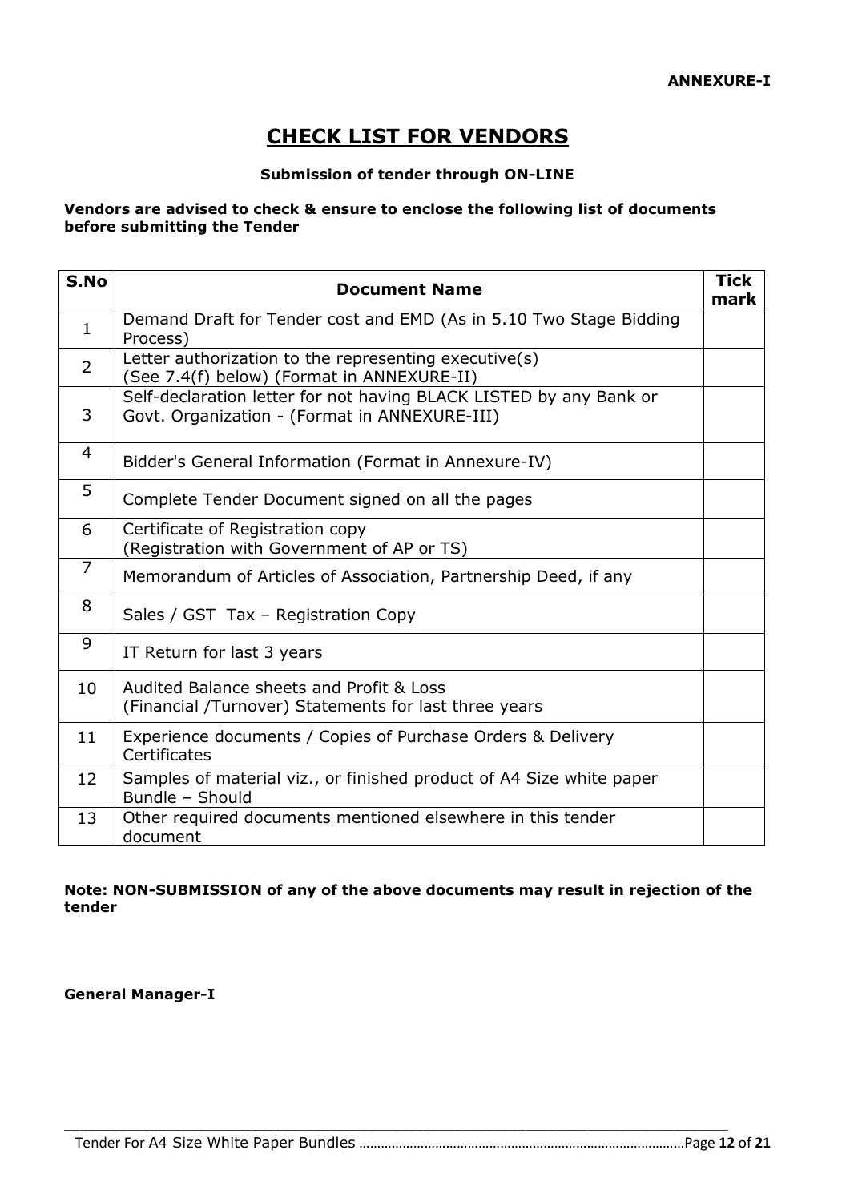**ANNEXURE-I**

# CHECK LIST FOR VENDORS

**Submission of tender through ON-LINE**

**Vendors are advised to check & ensure to enclose the following list of documents before submitting the Tender**

| S.No | Document Name | Tick mark |
|---|---|---|
| 1 | Demand Draft for Tender cost and EMD (As in 5.10 Two Stage Bidding Process) | |
| 2 | Letter authorization to the representing executive(s) (See 7.4(f) below) (Format in ANNEXURE-II) | |
| 3 | Self-declaration letter for not having BLACK LISTED by any Bank or Govt. Organization - (Format in ANNEXURE-III) | |
| 4 | Bidder's General Information (Format in Annexure-IV) | |
| 5 | Complete Tender Document signed on all the pages | |
| 6 | Certificate of Registration copy (Registration with Government of AP or TS) | |
| 7 | Memorandum of Articles of Association, Partnership Deed, if any | |
| 8 | Sales / GST Tax – Registration Copy | |
| 9 | IT Return for last 3 years | |
| 10 | Audited Balance sheets and Profit & Loss (Financial /Turnover) Statements for last three years | |
| 11 | Experience documents / Copies of Purchase Orders & Delivery Certificates | |
| 12 | Samples of material viz., or finished product of A4 Size white paper Bundle – Should | |
| 13 | Other required documents mentioned elsewhere in this tender document | |

**Note: NON-SUBMISSION of any of the above documents may result in rejection of the tender**

**General Manager-I**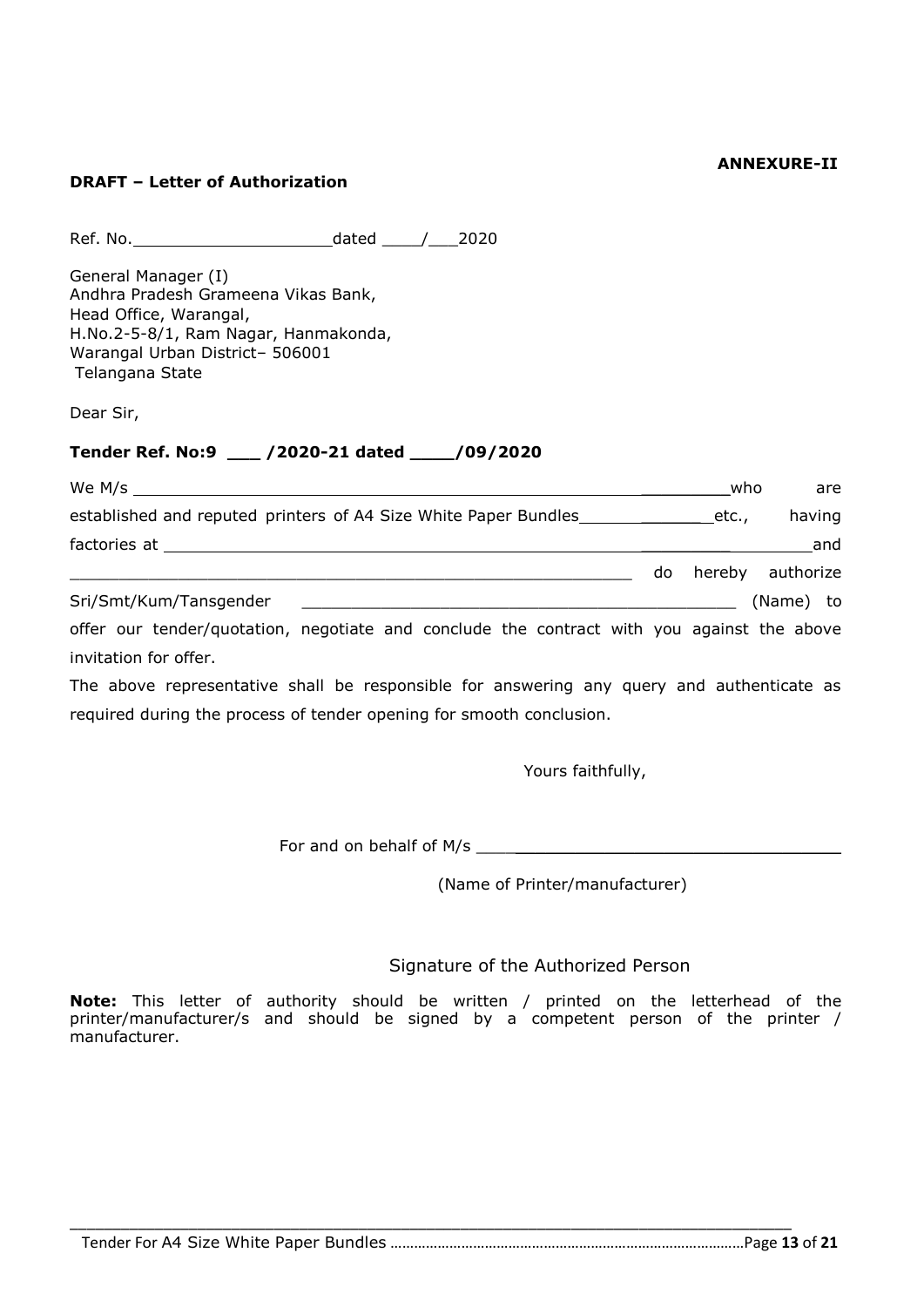**ANNEXURE-II**

**DRAFT – Letter of Authorization**

Ref. No.____________________dated ____/___2020

General Manager (I)
Andhra Pradesh Grameena Vikas Bank,
Head Office, Warangal,
H.No.2-5-8/1, Ram Nagar, Hanmakonda,
Warangal Urban District– 506001
Telangana State

Dear Sir,

**Tender Ref. No:9 ___ /2020-21 dated ____/09/2020**

We M/s ____________________________________________________________who are established and reputed printers of A4 Size White Paper Bundles_____________etc., having factories at ________________________________________________________________and ___________________________________________________________ do hereby authorize Sri/Smt/Kum/Tansgender ____________________________________________ (Name) to offer our tender/quotation, negotiate and conclude the contract with you against the above invitation for offer.

The above representative shall be responsible for answering any query and authenticate as required during the process of tender opening for smooth conclusion.

Yours faithfully,

For and on behalf of M/s ____________________________________

(Name of Printer/manufacturer)

Signature of the Authorized Person

**Note:** This letter of authority should be written / printed on the letterhead of the printer/manufacturer/s and should be signed by a competent person of the printer / manufacturer.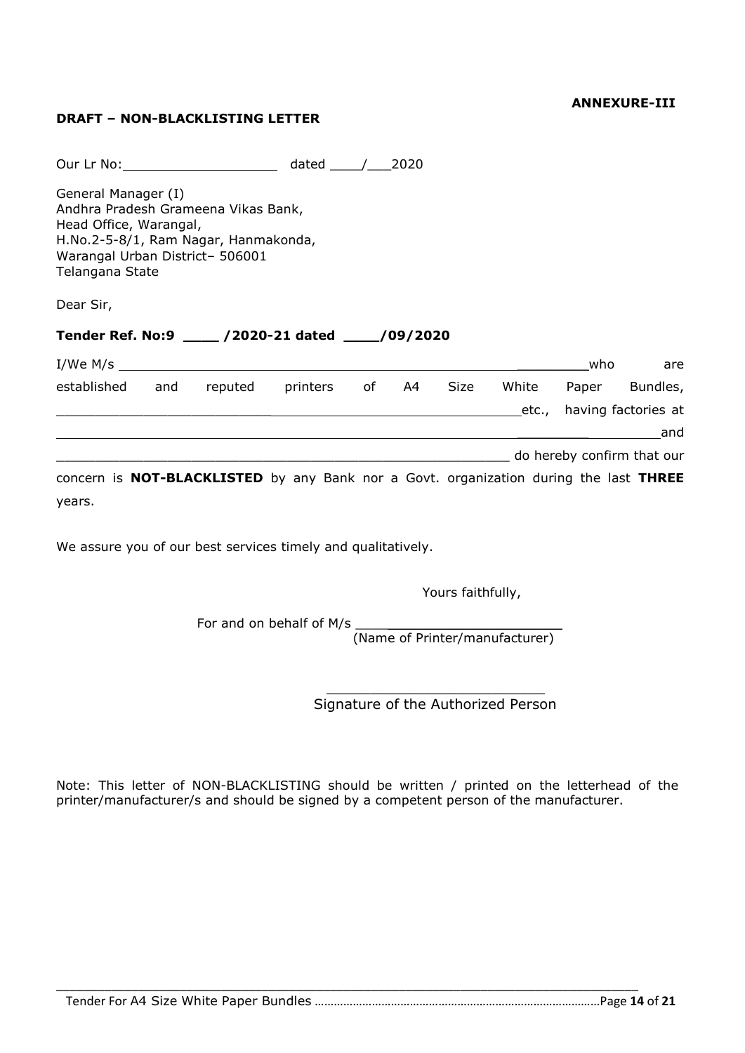**ANNEXURE-III**

**DRAFT – NON-BLACKLISTING LETTER**

Our Lr No:____________________ dated ____/___2020

General Manager (I)
Andhra Pradesh Grameena Vikas Bank,
Head Office, Warangal,
H.No.2-5-8/1, Ram Nagar, Hanmakonda,
Warangal Urban District– 506001
Telangana State

Dear Sir,

**Tender Ref. No:9 ____ /2020-21 dated ____/09/2020**

I/We M/s ____________________________________________________________who are established and reputed printers of A4 Size White Paper Bundles, ___________________________________________________________etc., having factories at ___________________________________________________________________and ____________________________________________________________ do hereby confirm that our concern is **NOT-BLACKLISTED** by any Bank nor a Govt. organization during the last **THREE** years.

We assure you of our best services timely and qualitatively.

Yours faithfully,

For and on behalf of M/s ________________________
(Name of Printer/manufacturer)

___________________________
Signature of the Authorized Person

Note: This letter of NON-BLACKLISTING should be written / printed on the letterhead of the printer/manufacturer/s and should be signed by a competent person of the manufacturer.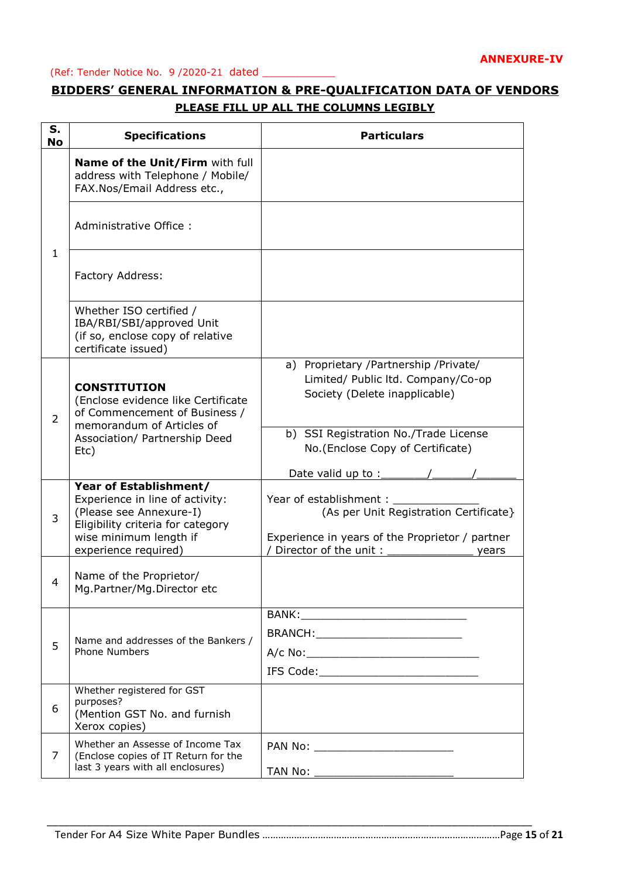**ANNEXURE-IV**

(Ref: Tender Notice No. 9 /2020-21 dated ____________

## BIDDERS' GENERAL INFORMATION & PRE-QUALIFICATION DATA OF VENDORS

**PLEASE FILL UP ALL THE COLUMNS LEGIBLY**

| S. No | Specifications | Particulars |
|---|---|---|
| 1 | **Name of the Unit/Firm** with full address with Telephone / Mobile/ FAX.Nos/Email Address etc., | |
| | Administrative Office : | |
| | Factory Address: | |
| | Whether ISO certified / IBA/RBI/SBI/approved Unit (if so, enclose copy of relative certificate issued) | |
| 2 | **CONSTITUTION** (Enclose evidence like Certificate of Commencement of Business / memorandum of Articles of Association/ Partnership Deed Etc) | a) Proprietary /Partnership /Private/ Limited/ Public ltd. Company/Co-op Society (Delete inapplicable) |
| | | b) SSI Registration No./Trade License No.(Enclose Copy of Certificate)<br><br>Date valid up to :_______/______/______ |
| 3 | **Year of Establishment/** Experience in line of activity: (Please see Annexure-I) Eligibility criteria for category wise minimum length if experience required) | Year of establishment : _____________ (As per Unit Registration Certificate}<br><br>Experience in years of the Proprietor / partner / Director of the unit : _____________ years |
| 4 | Name of the Proprietor/ Mg.Partner/Mg.Director etc | |
| 5 | Name and addresses of the Bankers / Phone Numbers | BANK:__________________________<br>BRANCH:_______________________<br>A/c No:___________________________<br>IFS Code:________________________ |
| 6 | Whether registered for GST purposes? (Mention GST No. and furnish Xerox copies) | |
| 7 | Whether an Assesse of Income Tax (Enclose copies of IT Return for the last 3 years with all enclosures) | PAN No: _____________________<br><br>TAN No: _____________________ |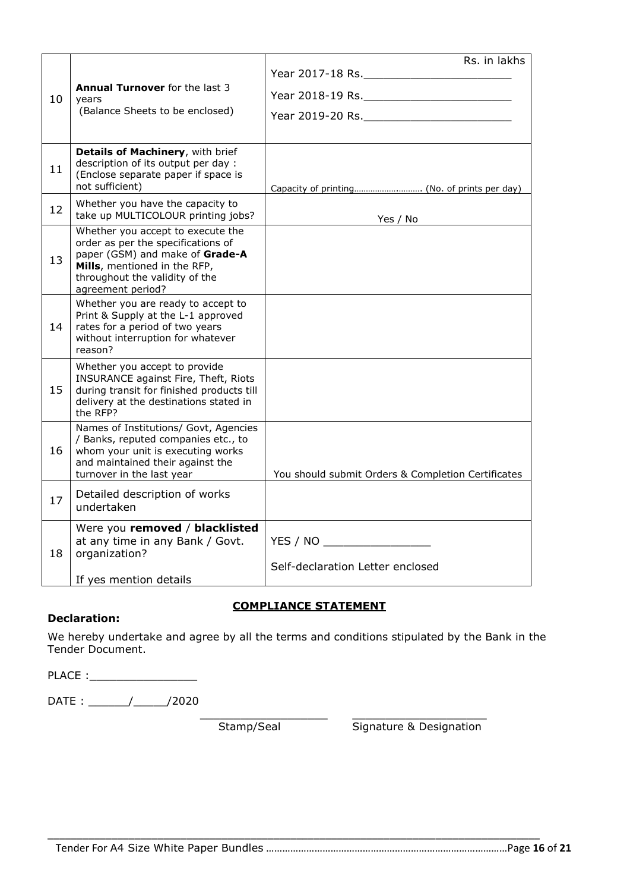| | | |
|---|---|---|
| 10 | **Annual Turnover** for the last 3 years (Balance Sheets to be enclosed) | Rs. in lakhs<br>Year 2017-18 Rs.______________________<br>Year 2018-19 Rs.______________________<br>Year 2019-20 Rs.______________________ |
| 11 | **Details of Machinery**, with brief description of its output per day : (Enclose separate paper if space is not sufficient) | Capacity of printing………………………. (No. of prints per day) |
| 12 | Whether you have the capacity to take up MULTICOLOUR printing jobs? | Yes / No |
| 13 | Whether you accept to execute the order as per the specifications of paper (GSM) and make of **Grade-A Mills**, mentioned in the RFP, throughout the validity of the agreement period? | |
| 14 | Whether you are ready to accept to Print & Supply at the L-1 approved rates for a period of two years without interruption for whatever reason? | |
| 15 | Whether you accept to provide INSURANCE against Fire, Theft, Riots during transit for finished products till delivery at the destinations stated in the RFP? | |
| 16 | Names of Institutions/ Govt, Agencies / Banks, reputed companies etc., to whom your unit is executing works and maintained their against the turnover in the last year | You should submit Orders & Completion Certificates |
| 17 | Detailed description of works undertaken | |
| 18 | Were you **removed** / **blacklisted** at any time in any Bank / Govt. organization?<br><br>If yes mention details | YES / NO ________________<br><br>Self-declaration Letter enclosed |

**COMPLIANCE STATEMENT**

**Declaration:**

We hereby undertake and agree by all the terms and conditions stipulated by the Bank in the Tender Document.

PLACE :________________

DATE : ______/_____/2020

___________________ ____________________

Stamp/Seal Signature & Designation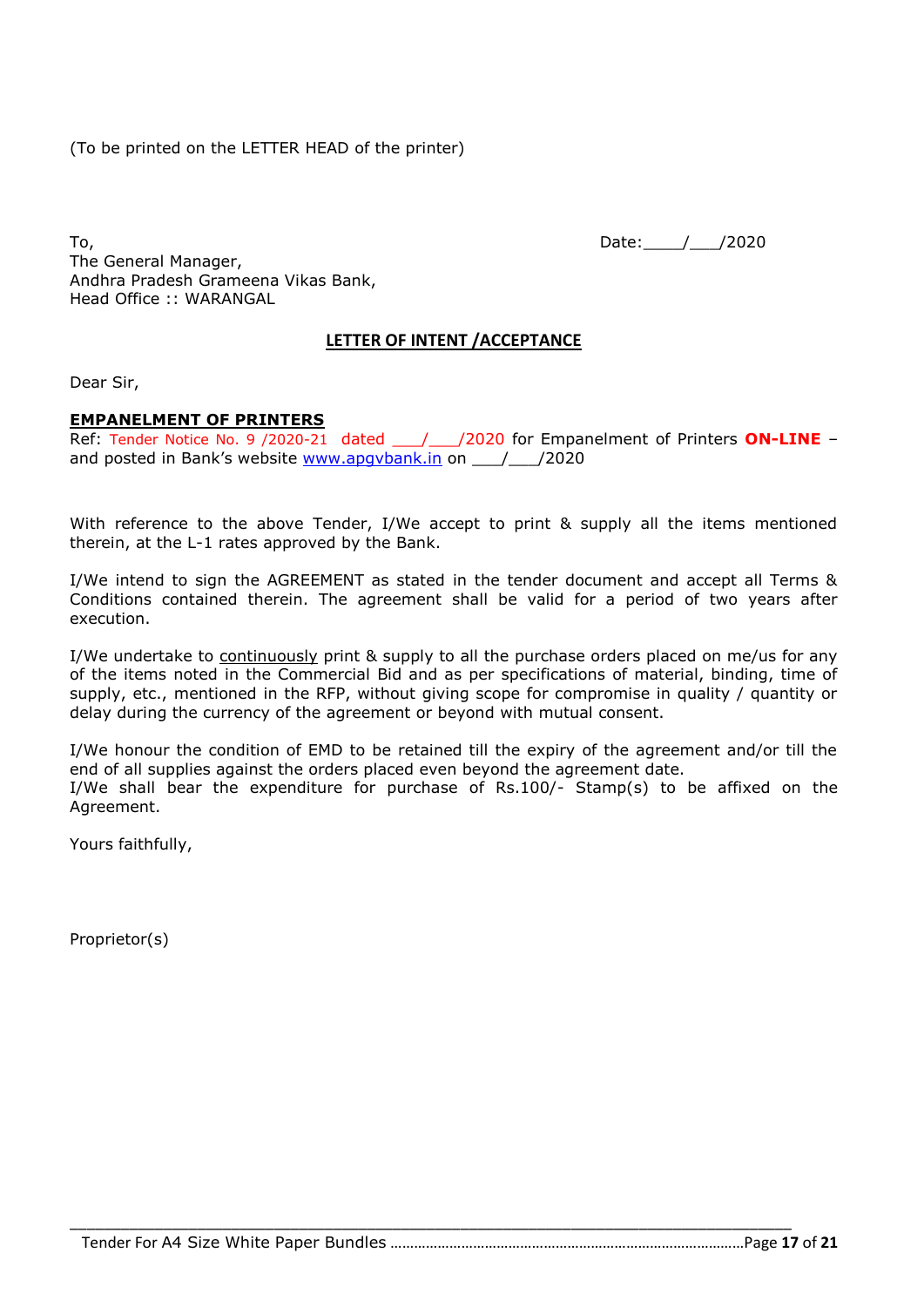(To be printed on the LETTER HEAD of the printer)

To,
The General Manager,
Andhra Pradesh Grameena Vikas Bank,
Head Office :: WARANGAL

Date:____/___/2020

**LETTER OF INTENT /ACCEPTANCE**

Dear Sir,

**EMPANELMENT OF PRINTERS**

Ref: Tender Notice No. 9 /2020-21 dated ___/___/2020 for Empanelment of Printers **ON-LINE** – and posted in Bank's website www.apgvbank.in on ___/___/2020

With reference to the above Tender, I/We accept to print & supply all the items mentioned therein, at the L-1 rates approved by the Bank.

I/We intend to sign the AGREEMENT as stated in the tender document and accept all Terms & Conditions contained therein. The agreement shall be valid for a period of two years after execution.

I/We undertake to continuously print & supply to all the purchase orders placed on me/us for any of the items noted in the Commercial Bid and as per specifications of material, binding, time of supply, etc., mentioned in the RFP, without giving scope for compromise in quality / quantity or delay during the currency of the agreement or beyond with mutual consent.

I/We honour the condition of EMD to be retained till the expiry of the agreement and/or till the end of all supplies against the orders placed even beyond the agreement date.
I/We shall bear the expenditure for purchase of Rs.100/- Stamp(s) to be affixed on the Agreement.

Yours faithfully,

Proprietor(s)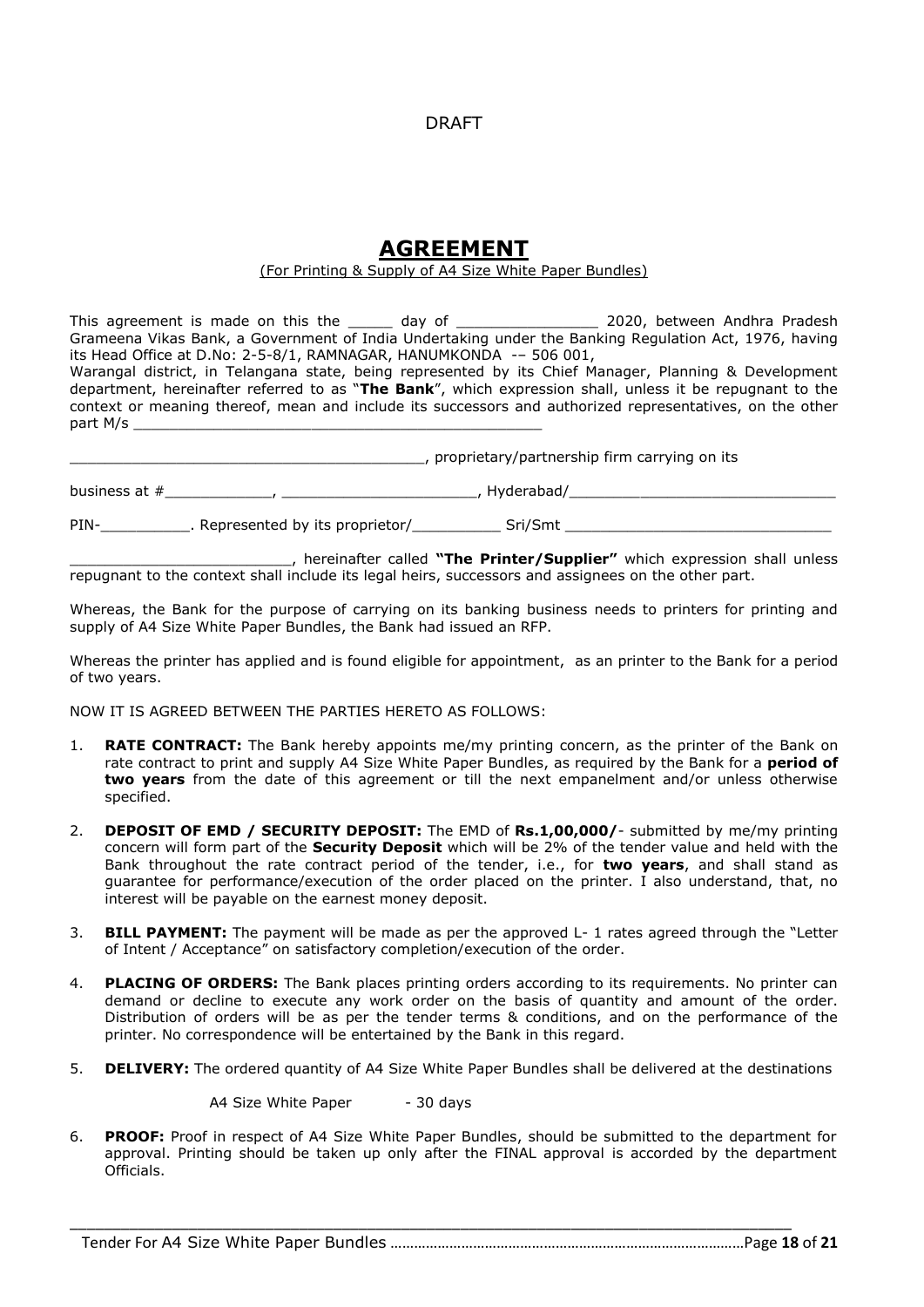DRAFT

# AGREEMENT

(For Printing & Supply of A4 Size White Paper Bundles)

This agreement is made on this the _____ day of ________________ 2020, between Andhra Pradesh Grameena Vikas Bank, a Government of India Undertaking under the Banking Regulation Act, 1976, having its Head Office at D.No: 2-5-8/1, RAMNAGAR, HANUMKONDA -– 506 001,
Warangal district, in Telangana state, being represented by its Chief Manager, Planning & Development department, hereinafter referred to as "**The Bank**", which expression shall, unless it be repugnant to the context or meaning thereof, mean and include its successors and authorized representatives, on the other part M/s ________________________________________________

________________________________________, proprietary/partnership firm carrying on its

business at #____________, ______________________, Hyderabad/______________________________

PIN-__________. Represented by its proprietor/__________ Sri/Smt _______________________________

_________________________, hereinafter called **"The Printer/Supplier"** which expression shall unless repugnant to the context shall include its legal heirs, successors and assignees on the other part.

Whereas, the Bank for the purpose of carrying on its banking business needs to printers for printing and supply of A4 Size White Paper Bundles, the Bank had issued an RFP.

Whereas the printer has applied and is found eligible for appointment, as an printer to the Bank for a period of two years.

NOW IT IS AGREED BETWEEN THE PARTIES HERETO AS FOLLOWS:

1. **RATE CONTRACT:** The Bank hereby appoints me/my printing concern, as the printer of the Bank on rate contract to print and supply A4 Size White Paper Bundles, as required by the Bank for a **period of two years** from the date of this agreement or till the next empanelment and/or unless otherwise specified.

2. **DEPOSIT OF EMD / SECURITY DEPOSIT:** The EMD of **Rs.1,00,000/**- submitted by me/my printing concern will form part of the **Security Deposit** which will be 2% of the tender value and held with the Bank throughout the rate contract period of the tender, i.e., for **two years**, and shall stand as guarantee for performance/execution of the order placed on the printer. I also understand, that, no interest will be payable on the earnest money deposit.

3. **BILL PAYMENT:** The payment will be made as per the approved L- 1 rates agreed through the "Letter of Intent / Acceptance" on satisfactory completion/execution of the order.

4. **PLACING OF ORDERS:** The Bank places printing orders according to its requirements. No printer can demand or decline to execute any work order on the basis of quantity and amount of the order. Distribution of orders will be as per the tender terms & conditions, and on the performance of the printer. No correspondence will be entertained by the Bank in this regard.

5. **DELIVERY:** The ordered quantity of A4 Size White Paper Bundles shall be delivered at the destinations

   A4 Size White Paper - 30 days

6. **PROOF:** Proof in respect of A4 Size White Paper Bundles, should be submitted to the department for approval. Printing should be taken up only after the FINAL approval is accorded by the department Officials.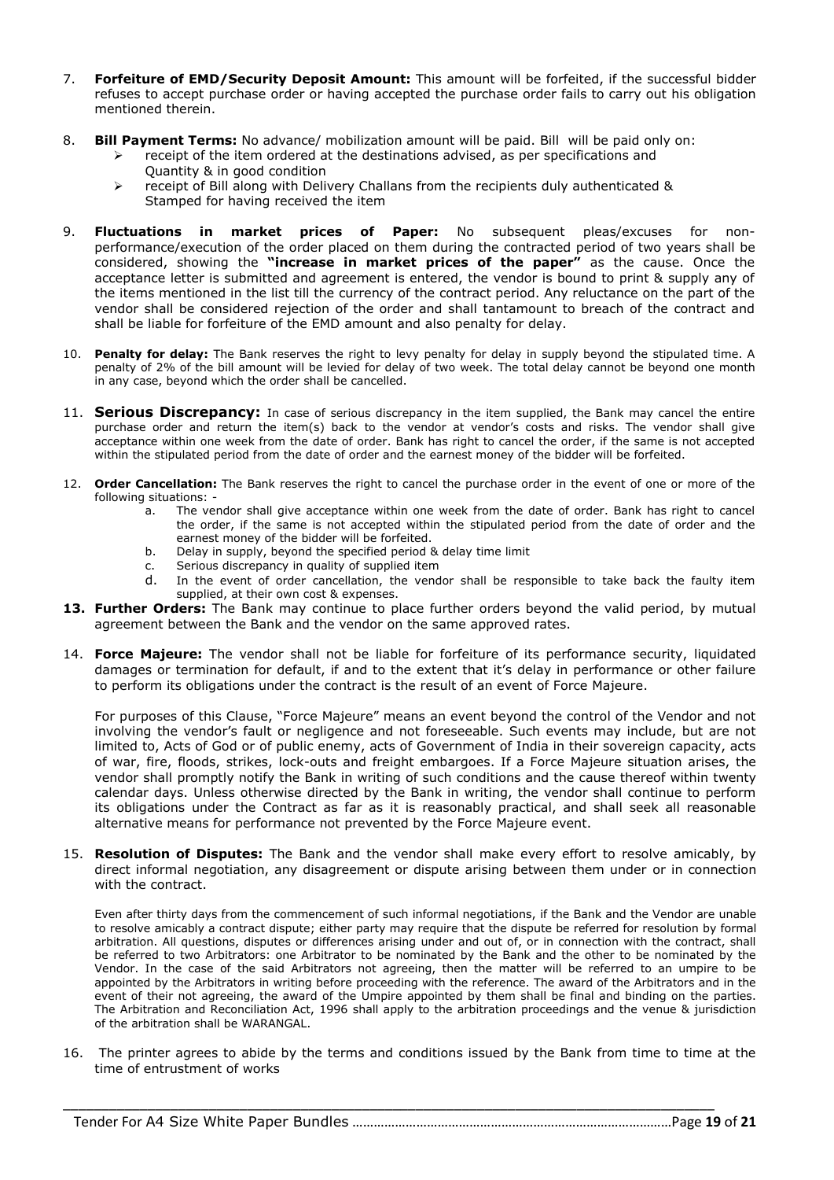7. **Forfeiture of EMD/Security Deposit Amount:** This amount will be forfeited, if the successful bidder refuses to accept purchase order or having accepted the purchase order fails to carry out his obligation mentioned therein.

8. **Bill Payment Terms:** No advance/ mobilization amount will be paid. Bill will be paid only on:
   - receipt of the item ordered at the destinations advised, as per specifications and Quantity & in good condition
   - receipt of Bill along with Delivery Challans from the recipients duly authenticated & Stamped for having received the item

9. **Fluctuations in market prices of Paper:** No subsequent pleas/excuses for non-performance/execution of the order placed on them during the contracted period of two years shall be considered, showing the **"increase in market prices of the paper"** as the cause. Once the acceptance letter is submitted and agreement is entered, the vendor is bound to print & supply any of the items mentioned in the list till the currency of the contract period. Any reluctance on the part of the vendor shall be considered rejection of the order and shall tantamount to breach of the contract and shall be liable for forfeiture of the EMD amount and also penalty for delay.

10. **Penalty for delay:** The Bank reserves the right to levy penalty for delay in supply beyond the stipulated time. A penalty of 2% of the bill amount will be levied for delay of two week. The total delay cannot be beyond one month in any case, beyond which the order shall be cancelled.

11. **Serious Discrepancy:** In case of serious discrepancy in the item supplied, the Bank may cancel the entire purchase order and return the item(s) back to the vendor at vendor's costs and risks. The vendor shall give acceptance within one week from the date of order. Bank has right to cancel the order, if the same is not accepted within the stipulated period from the date of order and the earnest money of the bidder will be forfeited.

12. **Order Cancellation:** The Bank reserves the right to cancel the purchase order in the event of one or more of the following situations: -
    a. The vendor shall give acceptance within one week from the date of order. Bank has right to cancel the order, if the same is not accepted within the stipulated period from the date of order and the earnest money of the bidder will be forfeited.
    b. Delay in supply, beyond the specified period & delay time limit
    c. Serious discrepancy in quality of supplied item
    d. In the event of order cancellation, the vendor shall be responsible to take back the faulty item supplied, at their own cost & expenses.

13. **Further Orders:** The Bank may continue to place further orders beyond the valid period, by mutual agreement between the Bank and the vendor on the same approved rates.

14. **Force Majeure:** The vendor shall not be liable for forfeiture of its performance security, liquidated damages or termination for default, if and to the extent that it's delay in performance or other failure to perform its obligations under the contract is the result of an event of Force Majeure.

    For purposes of this Clause, "Force Majeure" means an event beyond the control of the Vendor and not involving the vendor's fault or negligence and not foreseeable. Such events may include, but are not limited to, Acts of God or of public enemy, acts of Government of India in their sovereign capacity, acts of war, fire, floods, strikes, lock-outs and freight embargoes. If a Force Majeure situation arises, the vendor shall promptly notify the Bank in writing of such conditions and the cause thereof within twenty calendar days. Unless otherwise directed by the Bank in writing, the vendor shall continue to perform its obligations under the Contract as far as it is reasonably practical, and shall seek all reasonable alternative means for performance not prevented by the Force Majeure event.

15. **Resolution of Disputes:** The Bank and the vendor shall make every effort to resolve amicably, by direct informal negotiation, any disagreement or dispute arising between them under or in connection with the contract.

    Even after thirty days from the commencement of such informal negotiations, if the Bank and the Vendor are unable to resolve amicably a contract dispute; either party may require that the dispute be referred for resolution by formal arbitration. All questions, disputes or differences arising under and out of, or in connection with the contract, shall be referred to two Arbitrators: one Arbitrator to be nominated by the Bank and the other to be nominated by the Vendor. In the case of the said Arbitrators not agreeing, then the matter will be referred to an umpire to be appointed by the Arbitrators in writing before proceeding with the reference. The award of the Arbitrators and in the event of their not agreeing, the award of the Umpire appointed by them shall be final and binding on the parties. The Arbitration and Reconciliation Act, 1996 shall apply to the arbitration proceedings and the venue & jurisdiction of the arbitration shall be WARANGAL.

16. The printer agrees to abide by the terms and conditions issued by the Bank from time to time at the time of entrustment of works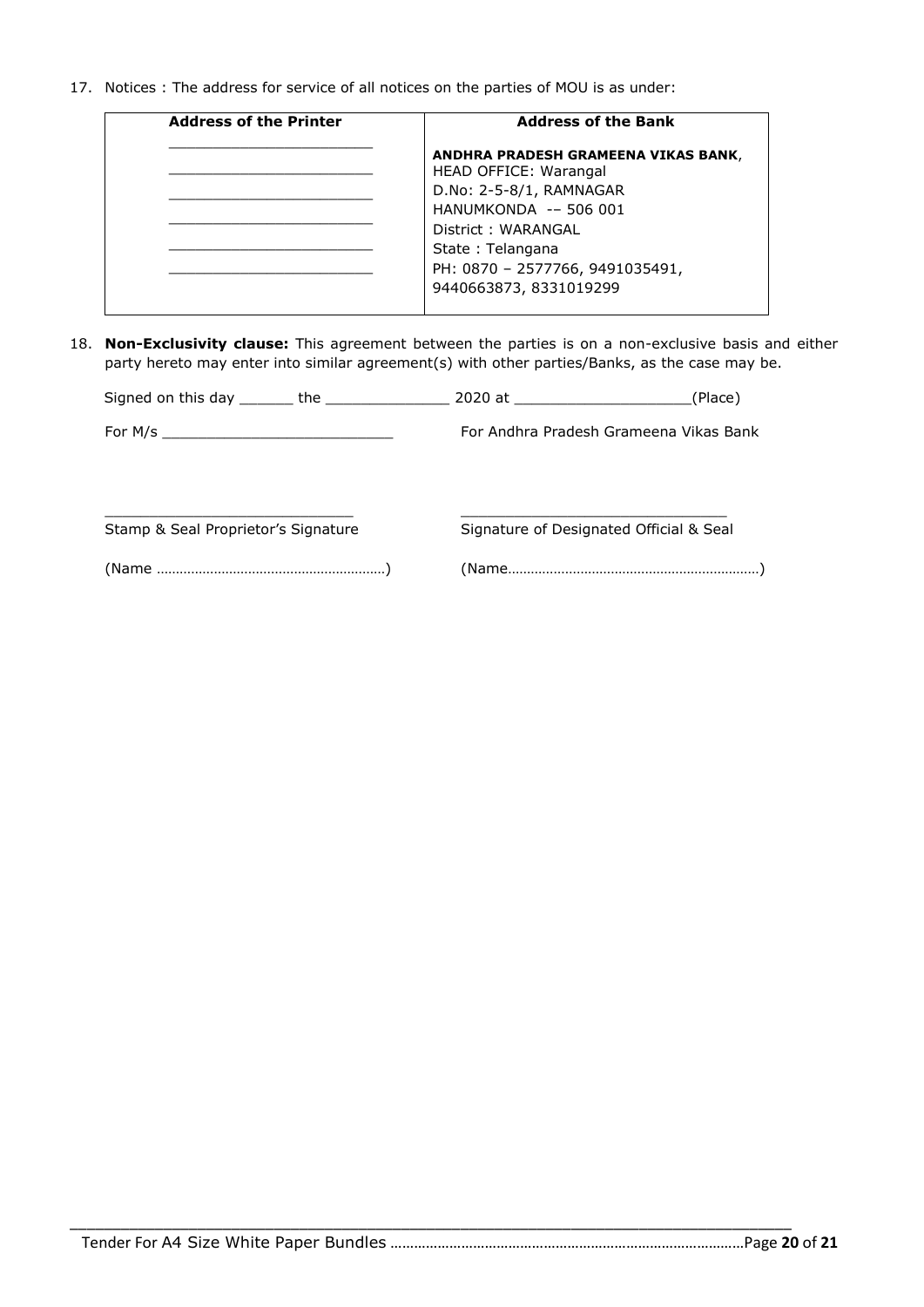17. Notices : The address for service of all notices on the parties of MOU is as under:

| Address of the Printer | Address of the Bank |
|---|---|
| ________________________<br>________________________<br>________________________<br>________________________<br>________________________<br>________________________ | **ANDHRA PRADESH GRAMEENA VIKAS BANK**,<br>HEAD OFFICE: Warangal<br>D.No: 2-5-8/1, RAMNAGAR<br>HANUMKONDA -– 506 001<br>District : WARANGAL<br>State : Telangana<br>PH: 0870 – 2577766, 9491035491,<br>9440663873, 8331019299 |

18. **Non-Exclusivity clause:** This agreement between the parties is on a non-exclusive basis and either party hereto may enter into similar agreement(s) with other parties/Banks, as the case may be.

Signed on this day ______ the ______________ 2020 at ____________________(Place)

For M/s ___________________________ For Andhra Pradesh Grameena Vikas Bank

_____________________________ _______________________________

Stamp & Seal Proprietor's Signature Signature of Designated Official & Seal

(Name ……………………………………………………) (Name……………………………………………………….)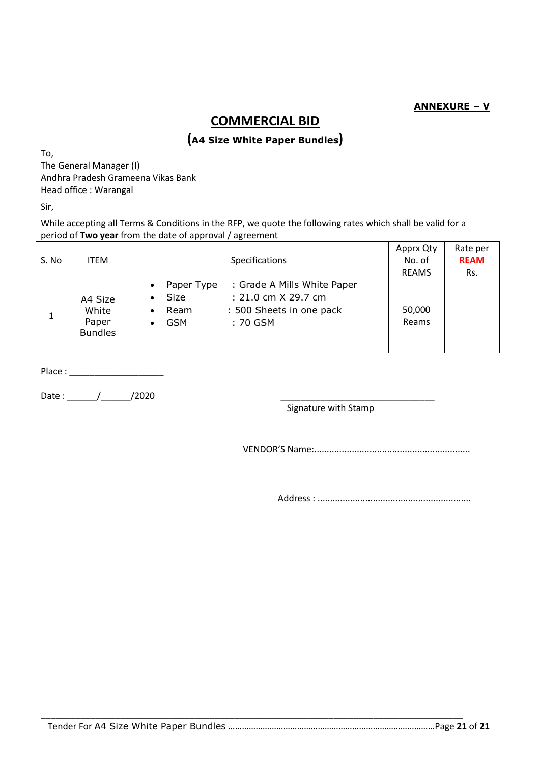**ANNEXURE – V**

# COMMERCIAL BID

## (A4 Size White Paper Bundles)

To,
The General Manager (I)
Andhra Pradesh Grameena Vikas Bank
Head office : Warangal

Sir,

While accepting all Terms & Conditions in the RFP, we quote the following rates which shall be valid for a period of **Two year** from the date of approval / agreement

| S. No | ITEM | Specifications | Apprx Qty No. of REAMS | Rate per **REAM** Rs. |
|---|---|---|---|---|
| 1 | A4 Size White Paper Bundles | • Paper Type : Grade A Mills White Paper<br>• Size : 21.0 cm X 29.7 cm<br>• Ream : 500 Sheets in one pack<br>• GSM : 70 GSM | 50,000 Reams | |

Place : ___________________

Date : ______/______/2020

________________________________
Signature with Stamp

VENDOR'S Name:............................................................

Address : ............................................................